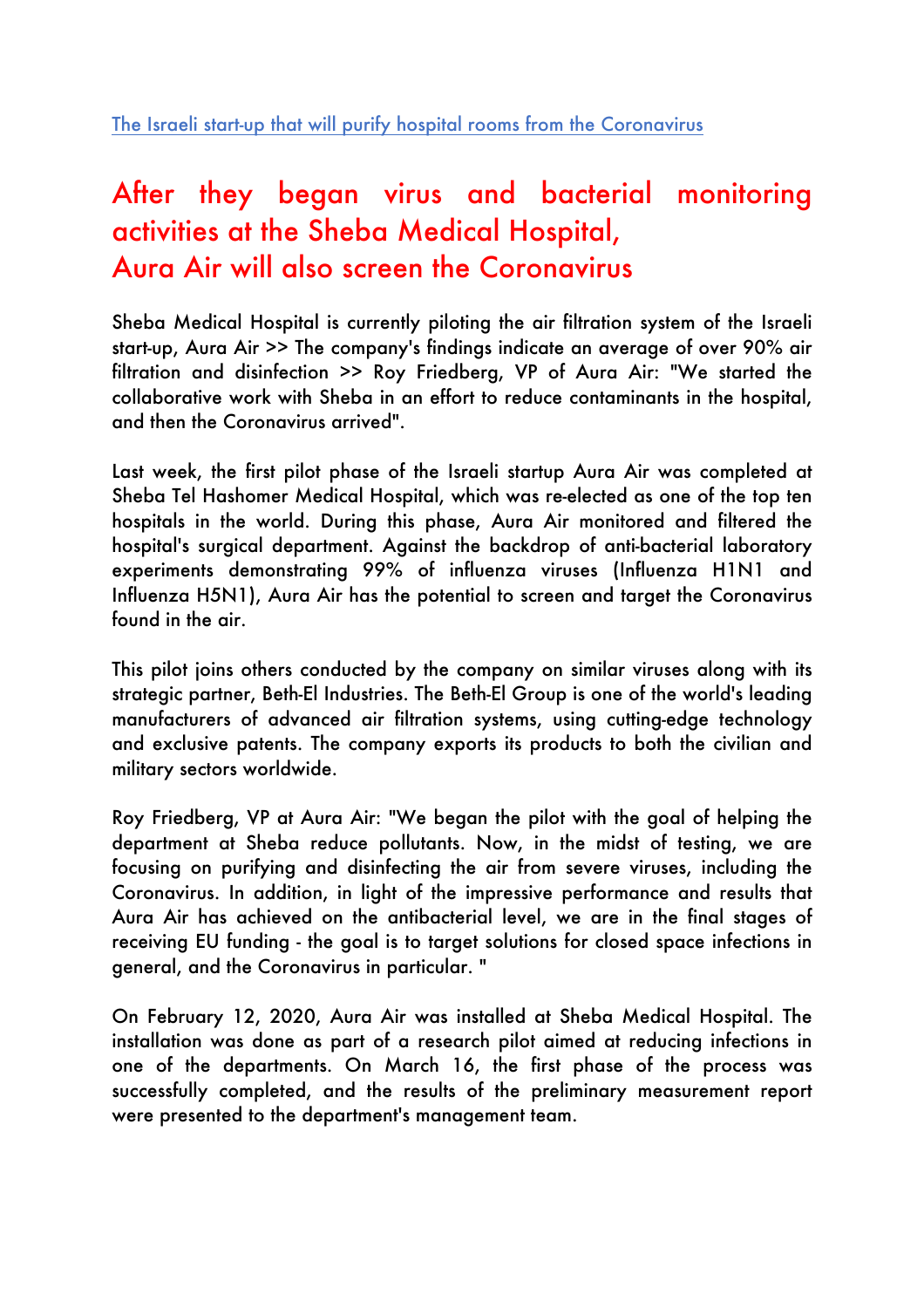[The Israeli start-up that will purify hospital rooms from the Coronavirus]

# After they began virus and bacterial monitoring activities at the Sheba Medical Hospital, Aura Air will also screen the Coronavirus

Sheba Medical Hospital is currently piloting the air filtration system of the Israeli start-up, Aura Air >> The company's findings indicate an average of over 90% air filtration and disinfection >> Roy Friedberg, VP of Aura Air: "We started the collaborative work with Sheba in an effort to reduce contaminants in the hospital, and then the Coronavirus arrived".

Last week, the first pilot phase of the Israeli startup Aura Air was completed at Sheba Tel Hashomer Medical Hospital, which was re-elected as one of the top ten hospitals in the world. During this phase, Aura Air monitored and filtered the hospital's surgical department. Against the backdrop of anti-bacterial laboratory experiments demonstrating 99% of influenza viruses (Influenza H1N1 and Influenza H5N1), Aura Air has the potential to screen and target the Coronavirus found in the air.

This pilot joins others conducted by the company on similar viruses along with its strategic partner, Beth-El Industries. The Beth-El Group is one of the world's leading manufacturers of advanced air filtration systems, using cutting-edge technology and exclusive patents. The company exports its products to both the civilian and military sectors worldwide.

Roy Friedberg, VP at Aura Air: "We began the pilot with the goal of helping the department at Sheba reduce pollutants. Now, in the midst of testing, we are focusing on purifying and disinfecting the air from severe viruses, including the Coronavirus. In addition, in light of the impressive performance and results that Aura Air has achieved on the antibacterial level, we are in the final stages of receiving EU funding - the goal is to target solutions for closed space infections in general, and the Coronavirus in particular. "

On February 12, 2020, Aura Air was installed at Sheba Medical Hospital. The installation was done as part of a research pilot aimed at reducing infections in one of the departments. On March 16, the first phase of the process was successfully completed, and the results of the preliminary measurement report were presented to the department's management team.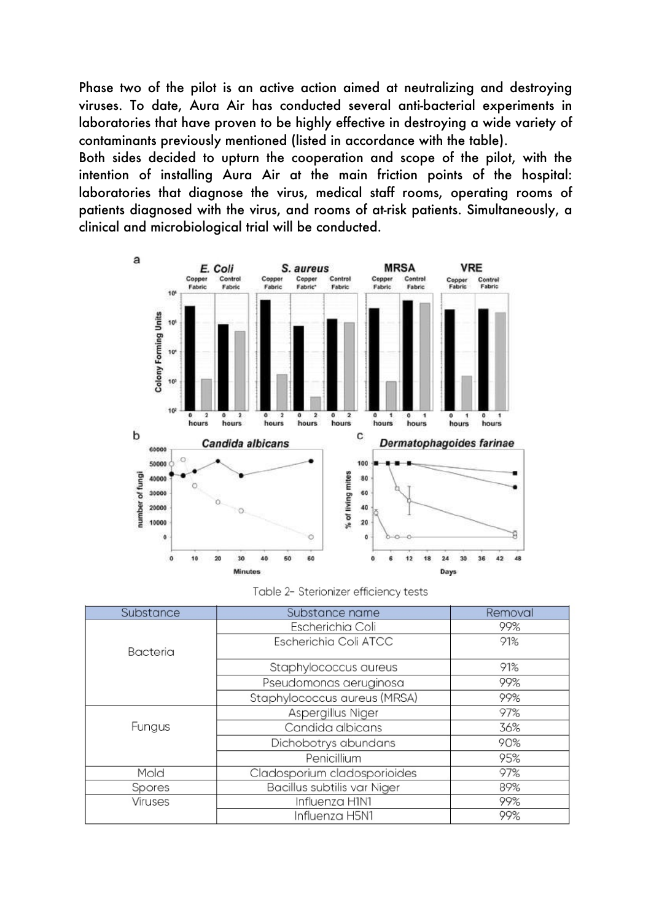Phase two of the pilot is an active action aimed at neutralizing and destroying viruses. To date, Aura Air has conducted several anti-bacterial experiments in laboratories that have proven to be highly effective in destroying a wide variety of contaminants previously mentioned (listed in accordance with the table).

Both sides decided to upturn the cooperation and scope of the pilot, with the intention of installing Aura Air at the main friction points of the hospital: laboratories that diagnose the virus, medical staff rooms, operating rooms of patients diagnosed with the virus, and rooms of at-risk patients. Simultaneously, a clinical and microbiological trial will be conducted.

Table 2- Sterionizer efficiency tests

| Substance | Substance name | Removal |
| --- | --- | --- |
| Bacteria | Escherichia Coli | 99% |
| | Escherichia Coli ATCC | 91% |
| | Staphylococcus aureus | 91% |
| | Pseudomonas aeruginosa | 99% |
| | Staphylococcus aureus (MRSA) | 99% |
| Fungus | Aspergillus Niger | 97% |
| | Candida albicans | 36% |
| | Dichobotrys abundans | 90% |
| | Penicillium | 95% |
| Mold | Cladosporium cladosporioides | 97% |
| Spores | Bacillus subtilis var Niger | 89% |
| Viruses | Influenza H1N1 | 99% |
| | Influenza H5N1 | 99% |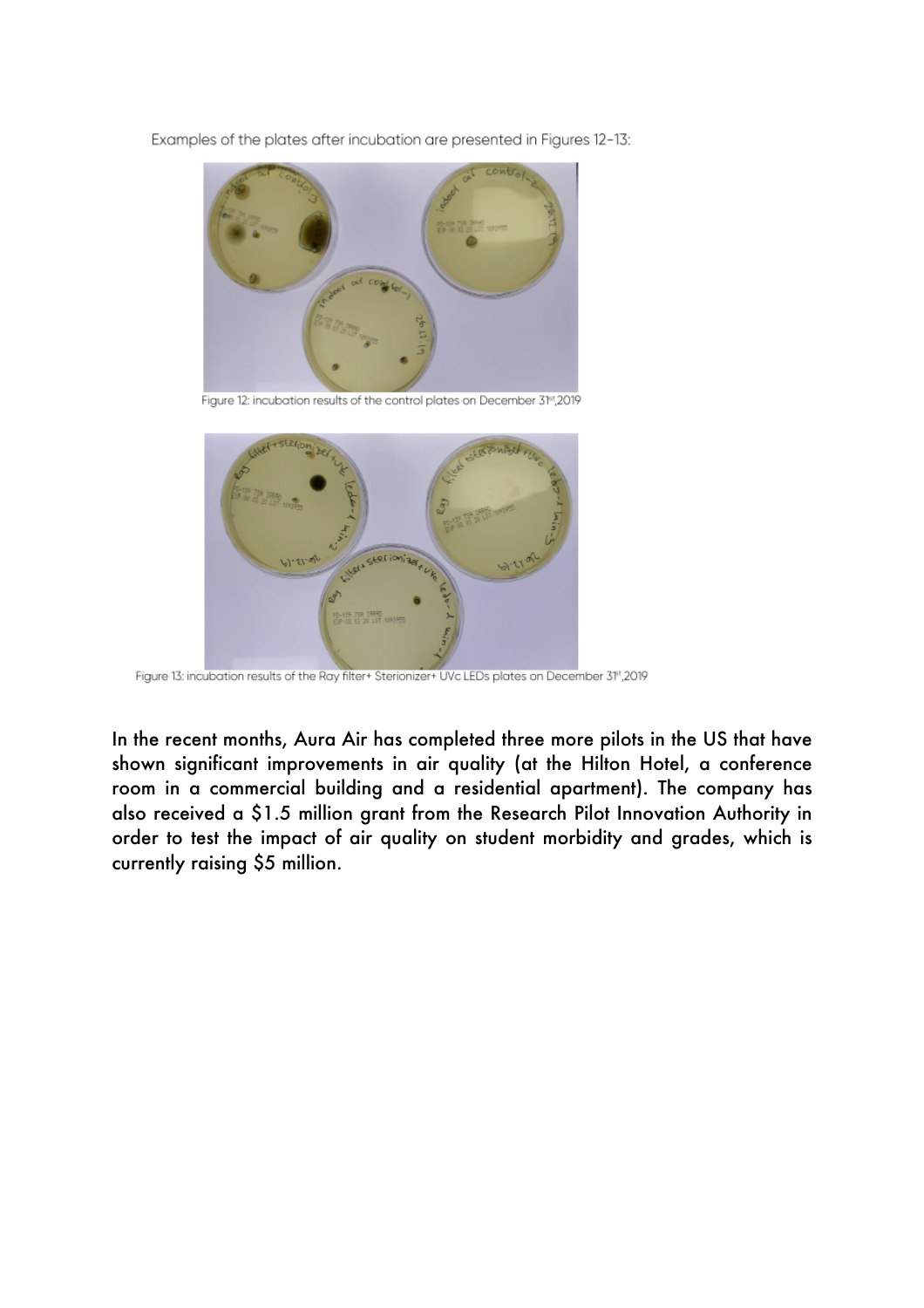Examples of the plates after incubation are presented in Figures 12-13:

Figure 12: incubation results of the control plates on December 31st,2019

Figure 13: incubation results of the Ray filter+ Sterionizer+ UVc LEDs plates on December 31st,2019

In the recent months, Aura Air has completed three more pilots in the US that have shown significant improvements in air quality (at the Hilton Hotel, a conference room in a commercial building and a residential apartment). The company has also received a $1.5 million grant from the Research Pilot Innovation Authority in order to test the impact of air quality on student morbidity and grades, which is currently raising $5 million.